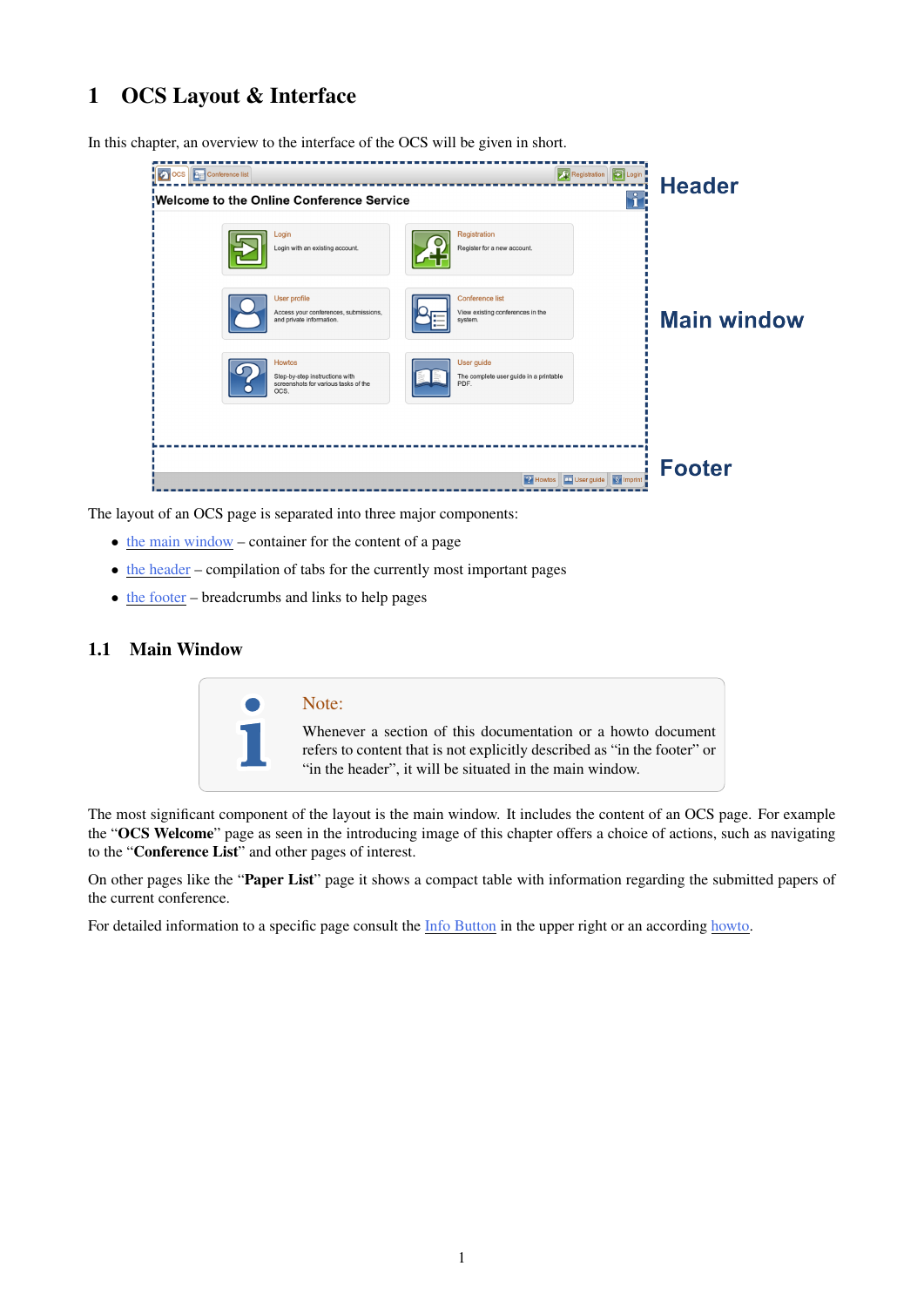# 1 OCS Layout & Interface

In this chapter, an overview to the interface of the OCS will be given in short.

The layout of an OCS page is separated into three major components:

- the main window – container for the content of a page
- the header – compilation of tabs for the currently most important pages
- the footer – breadcrumbs and links to help pages

## 1.1 Main Window

> **Note:**
>
> Whenever a section of this documentation or a howto document refers to content that is not explicitly described as "in the footer" or "in the header", it will be situated in the main window.

The most significant component of the layout is the main window. It includes the content of an OCS page. For example the "**OCS Welcome**" page as seen in the introducing image of this chapter offers a choice of actions, such as navigating to the "**Conference List**" and other pages of interest.

On other pages like the "**Paper List**" page it shows a compact table with information regarding the submitted papers of the current conference.

For detailed information to a specific page consult the Info Button in the upper right or an according howto.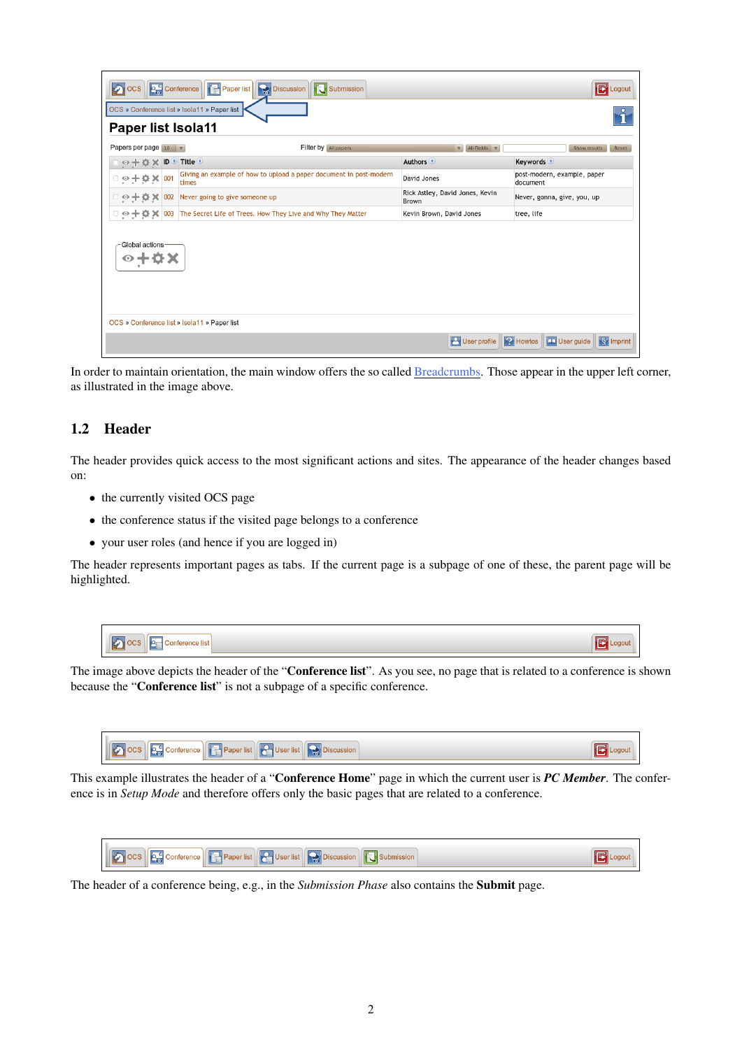In order to maintain orientation, the main window offers the so called Breadcrumbs. Those appear in the upper left corner, as illustrated in the image above.

## 1.2 Header

The header provides quick access to the most significant actions and sites. The appearance of the header changes based on:

- the currently visited OCS page
- the conference status if the visited page belongs to a conference
- your user roles (and hence if you are logged in)

The header represents important pages as tabs. If the current page is a subpage of one of these, the parent page will be highlighted.

The image above depicts the header of the "**Conference list**". As you see, no page that is related to a conference is shown because the "**Conference list**" is not a subpage of a specific conference.

This example illustrates the header of a "**Conference Home**" page in which the current user is ***PC Member***. The conference is in *Setup Mode* and therefore offers only the basic pages that are related to a conference.

The header of a conference being, e.g., in the *Submission Phase* also contains the **Submit** page.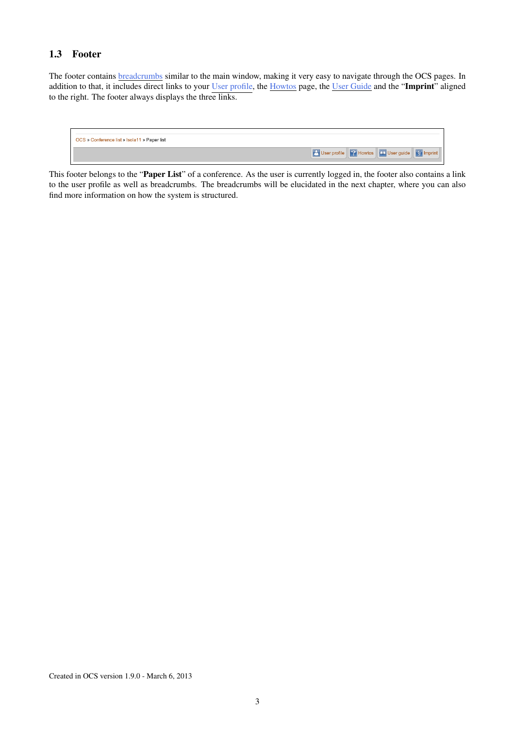## 1.3 Footer

The footer contains breadcrumbs similar to the main window, making it very easy to navigate through the OCS pages. In addition to that, it includes direct links to your User profile, the Howtos page, the User Guide and the "**Imprint**" aligned to the right. The footer always displays the three links.

This footer belongs to the "**Paper List**" of a conference. As the user is currently logged in, the footer also contains a link to the user profile as well as breadcrumbs. The breadcrumbs will be elucidated in the next chapter, where you can also find more information on how the system is structured.